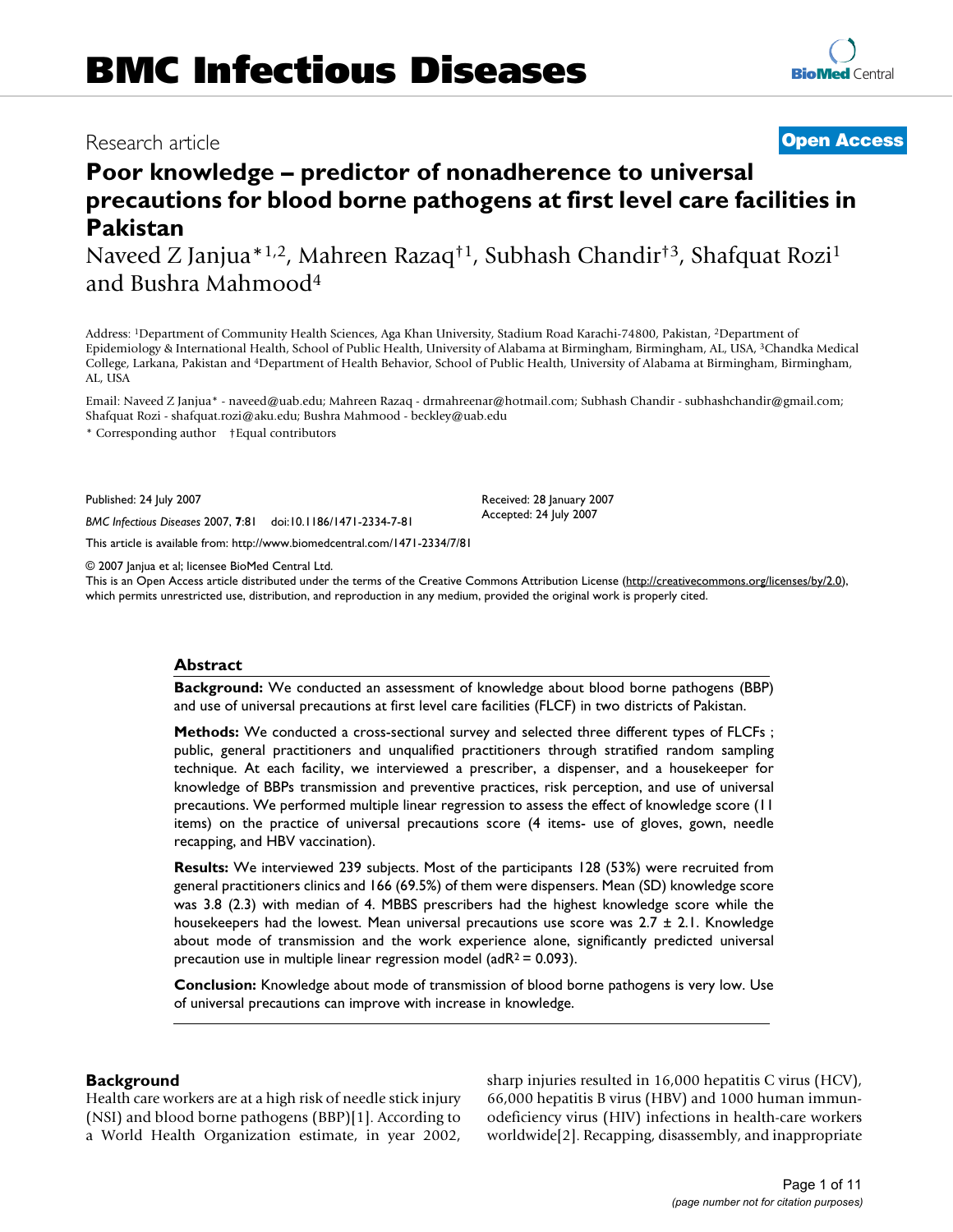BMC Infectious Diseases

Research article

**Open Access**

# Poor knowledge – predictor of nonadherence to universal precautions for blood borne pathogens at first level care facilities in Pakistan

Naveed Z Janjua*[1,2], Mahreen Razaq†[1], Subhash Chandir†[3], Shafquat Rozi[1] and Bushra Mahmood[4]

Address: [1]Department of Community Health Sciences, Aga Khan University, Stadium Road Karachi-74800, Pakistan, [2]Department of Epidemiology & International Health, School of Public Health, University of Alabama at Birmingham, Birmingham, AL, USA, [3]Chandka Medical College, Larkana, Pakistan and [4]Department of Health Behavior, School of Public Health, University of Alabama at Birmingham, Birmingham, AL, USA

Email: Naveed Z Janjua* - naveed@uab.edu; Mahreen Razaq - drmahreenar@hotmail.com; Subhash Chandir - subhashchandir@gmail.com; Shafquat Rozi - shafquat.rozi@aku.edu; Bushra Mahmood - beckley@uab.edu

\* Corresponding author †Equal contributors

Published: 24 July 2007

*BMC Infectious Diseases* 2007, **7**:81 doi:10.1186/1471-2334-7-81

Received: 28 January 2007
Accepted: 24 July 2007

This article is available from: http://www.biomedcentral.com/1471-2334/7/81

© 2007 Janjua et al; licensee BioMed Central Ltd.
This is an Open Access article distributed under the terms of the Creative Commons Attribution License (http://creativecommons.org/licenses/by/2.0), which permits unrestricted use, distribution, and reproduction in any medium, provided the original work is properly cited.

## Abstract

**Background:** We conducted an assessment of knowledge about blood borne pathogens (BBP) and use of universal precautions at first level care facilities (FLCF) in two districts of Pakistan.

**Methods:** We conducted a cross-sectional survey and selected three different types of FLCFs ; public, general practitioners and unqualified practitioners through stratified random sampling technique. At each facility, we interviewed a prescriber, a dispenser, and a housekeeper for knowledge of BBPs transmission and preventive practices, risk perception, and use of universal precautions. We performed multiple linear regression to assess the effect of knowledge score (11 items) on the practice of universal precautions score (4 items- use of gloves, gown, needle recapping, and HBV vaccination).

**Results:** We interviewed 239 subjects. Most of the participants 128 (53%) were recruited from general practitioners clinics and 166 (69.5%) of them were dispensers. Mean (SD) knowledge score was 3.8 (2.3) with median of 4. MBBS prescribers had the highest knowledge score while the housekeepers had the lowest. Mean universal precautions use score was 2.7 ± 2.1. Knowledge about mode of transmission and the work experience alone, significantly predicted universal precaution use in multiple linear regression model (adR$^2$ = 0.093).

**Conclusion:** Knowledge about mode of transmission of blood borne pathogens is very low. Use of universal precautions can improve with increase in knowledge.

## Background

Health care workers are at a high risk of needle stick injury (NSI) and blood borne pathogens (BBP)[1]. According to a World Health Organization estimate, in year 2002, sharp injuries resulted in 16,000 hepatitis C virus (HCV), 66,000 hepatitis B virus (HBV) and 1000 human immunodeficiency virus (HIV) infections in health-care workers worldwide[2]. Recapping, disassembly, and inappropriate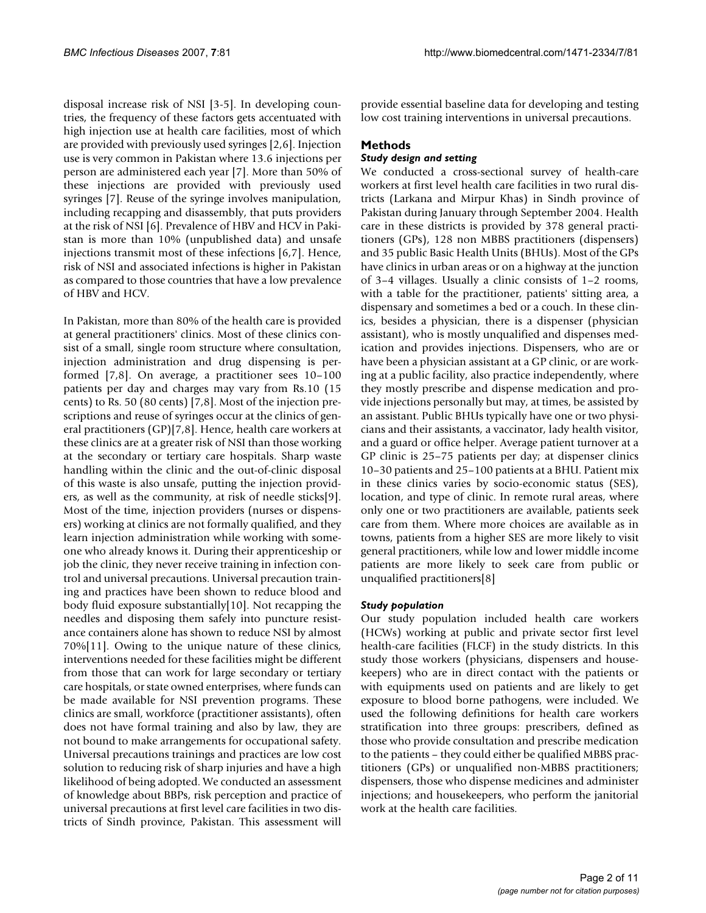disposal increase risk of NSI [3-5]. In developing countries, the frequency of these factors gets accentuated with high injection use at health care facilities, most of which are provided with previously used syringes [2,6]. Injection use is very common in Pakistan where 13.6 injections per person are administered each year [7]. More than 50% of these injections are provided with previously used syringes [7]. Reuse of the syringe involves manipulation, including recapping and disassembly, that puts providers at the risk of NSI [6]. Prevalence of HBV and HCV in Pakistan is more than 10% (unpublished data) and unsafe injections transmit most of these infections [6,7]. Hence, risk of NSI and associated infections is higher in Pakistan as compared to those countries that have a low prevalence of HBV and HCV.

In Pakistan, more than 80% of the health care is provided at general practitioners' clinics. Most of these clinics consist of a small, single room structure where consultation, injection administration and drug dispensing is performed [7,8]. On average, a practitioner sees 10–100 patients per day and charges may vary from Rs.10 (15 cents) to Rs. 50 (80 cents) [7,8]. Most of the injection prescriptions and reuse of syringes occur at the clinics of general practitioners (GP)[7,8]. Hence, health care workers at these clinics are at a greater risk of NSI than those working at the secondary or tertiary care hospitals. Sharp waste handling within the clinic and the out-of-clinic disposal of this waste is also unsafe, putting the injection providers, as well as the community, at risk of needle sticks[9]. Most of the time, injection providers (nurses or dispensers) working at clinics are not formally qualified, and they learn injection administration while working with someone who already knows it. During their apprenticeship or job the clinic, they never receive training in infection control and universal precautions. Universal precaution training and practices have been shown to reduce blood and body fluid exposure substantially[10]. Not recapping the needles and disposing them safely into puncture resistance containers alone has shown to reduce NSI by almost 70%[11]. Owing to the unique nature of these clinics, interventions needed for these facilities might be different from those that can work for large secondary or tertiary care hospitals, or state owned enterprises, where funds can be made available for NSI prevention programs. These clinics are small, workforce (practitioner assistants), often does not have formal training and also by law, they are not bound to make arrangements for occupational safety. Universal precautions trainings and practices are low cost solution to reducing risk of sharp injuries and have a high likelihood of being adopted. We conducted an assessment of knowledge about BBPs, risk perception and practice of universal precautions at first level care facilities in two districts of Sindh province, Pakistan. This assessment will provide essential baseline data for developing and testing low cost training interventions in universal precautions.

## Methods

### *Study design and setting*

We conducted a cross-sectional survey of health-care workers at first level health care facilities in two rural districts (Larkana and Mirpur Khas) in Sindh province of Pakistan during January through September 2004. Health care in these districts is provided by 378 general practitioners (GPs), 128 non MBBS practitioners (dispensers) and 35 public Basic Health Units (BHUs). Most of the GPs have clinics in urban areas or on a highway at the junction of 3–4 villages. Usually a clinic consists of 1–2 rooms, with a table for the practitioner, patients' sitting area, a dispensary and sometimes a bed or a couch. In these clinics, besides a physician, there is a dispenser (physician assistant), who is mostly unqualified and dispenses medication and provides injections. Dispensers, who are or have been a physician assistant at a GP clinic, or are working at a public facility, also practice independently, where they mostly prescribe and dispense medication and provide injections personally but may, at times, be assisted by an assistant. Public BHUs typically have one or two physicians and their assistants, a vaccinator, lady health visitor, and a guard or office helper. Average patient turnover at a GP clinic is 25–75 patients per day; at dispenser clinics 10–30 patients and 25–100 patients at a BHU. Patient mix in these clinics varies by socio-economic status (SES), location, and type of clinic. In remote rural areas, where only one or two practitioners are available, patients seek care from them. Where more choices are available as in towns, patients from a higher SES are more likely to visit general practitioners, while low and lower middle income patients are more likely to seek care from public or unqualified practitioners[8]

### *Study population*

Our study population included health care workers (HCWs) working at public and private sector first level health-care facilities (FLCF) in the study districts. In this study those workers (physicians, dispensers and housekeepers) who are in direct contact with the patients or with equipments used on patients and are likely to get exposure to blood borne pathogens, were included. We used the following definitions for health care workers stratification into three groups: prescribers, defined as those who provide consultation and prescribe medication to the patients – they could either be qualified MBBS practitioners (GPs) or unqualified non-MBBS practitioners; dispensers, those who dispense medicines and administer injections; and housekeepers, who perform the janitorial work at the health care facilities.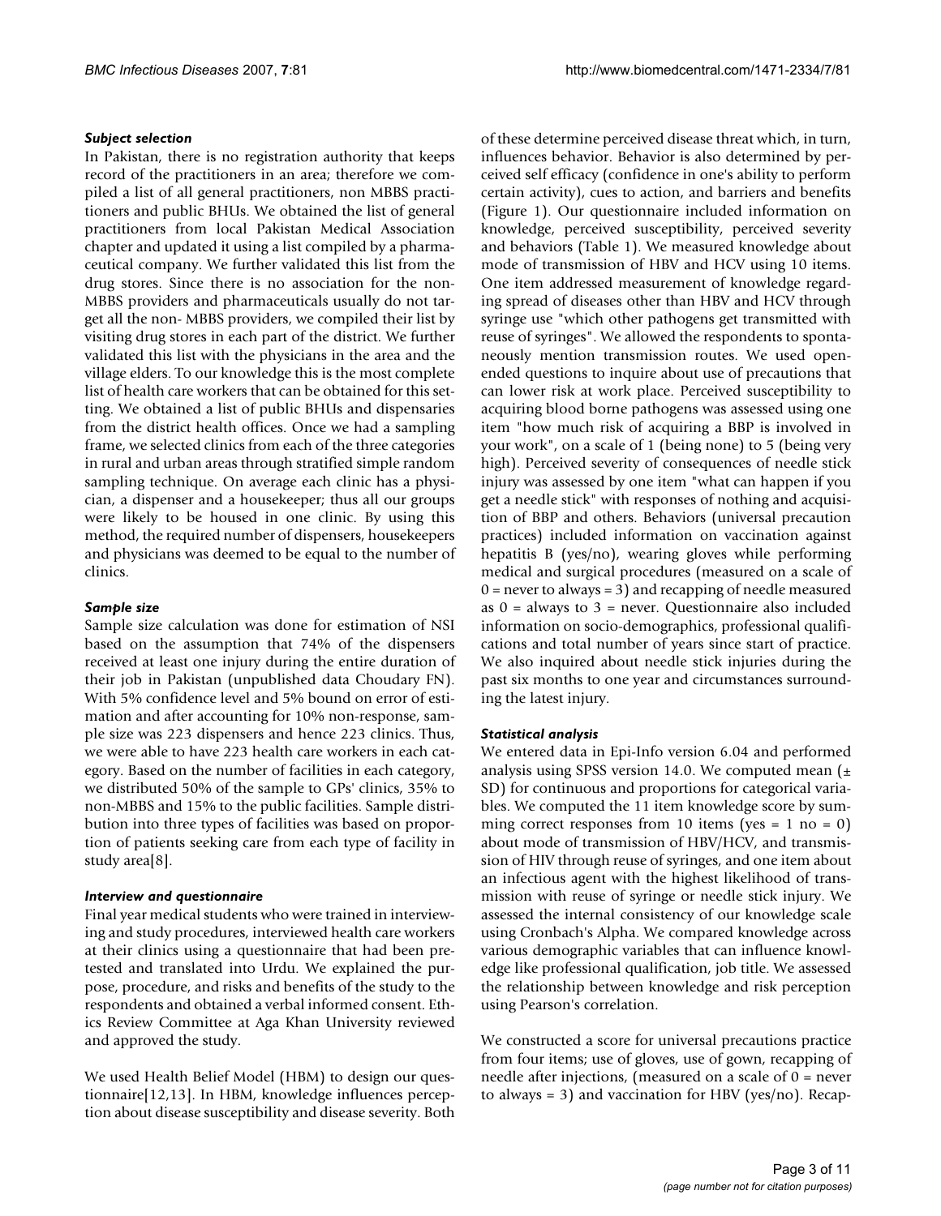### *Subject selection*

In Pakistan, there is no registration authority that keeps record of the practitioners in an area; therefore we compiled a list of all general practitioners, non MBBS practitioners and public BHUs. We obtained the list of general practitioners from local Pakistan Medical Association chapter and updated it using a list compiled by a pharmaceutical company. We further validated this list from the drug stores. Since there is no association for the non-MBBS providers and pharmaceuticals usually do not target all the non- MBBS providers, we compiled their list by visiting drug stores in each part of the district. We further validated this list with the physicians in the area and the village elders. To our knowledge this is the most complete list of health care workers that can be obtained for this setting. We obtained a list of public BHUs and dispensaries from the district health offices. Once we had a sampling frame, we selected clinics from each of the three categories in rural and urban areas through stratified simple random sampling technique. On average each clinic has a physician, a dispenser and a housekeeper; thus all our groups were likely to be housed in one clinic. By using this method, the required number of dispensers, housekeepers and physicians was deemed to be equal to the number of clinics.

### *Sample size*

Sample size calculation was done for estimation of NSI based on the assumption that 74% of the dispensers received at least one injury during the entire duration of their job in Pakistan (unpublished data Choudary FN). With 5% confidence level and 5% bound on error of estimation and after accounting for 10% non-response, sample size was 223 dispensers and hence 223 clinics. Thus, we were able to have 223 health care workers in each category. Based on the number of facilities in each category, we distributed 50% of the sample to GPs' clinics, 35% to non-MBBS and 15% to the public facilities. Sample distribution into three types of facilities was based on proportion of patients seeking care from each type of facility in study area[8].

### *Interview and questionnaire*

Final year medical students who were trained in interviewing and study procedures, interviewed health care workers at their clinics using a questionnaire that had been pretested and translated into Urdu. We explained the purpose, procedure, and risks and benefits of the study to the respondents and obtained a verbal informed consent. Ethics Review Committee at Aga Khan University reviewed and approved the study.

We used Health Belief Model (HBM) to design our questionnaire[12,13]. In HBM, knowledge influences perception about disease susceptibility and disease severity. Both of these determine perceived disease threat which, in turn, influences behavior. Behavior is also determined by perceived self efficacy (confidence in one's ability to perform certain activity), cues to action, and barriers and benefits (Figure 1). Our questionnaire included information on knowledge, perceived susceptibility, perceived severity and behaviors (Table 1). We measured knowledge about mode of transmission of HBV and HCV using 10 items. One item addressed measurement of knowledge regarding spread of diseases other than HBV and HCV through syringe use "which other pathogens get transmitted with reuse of syringes". We allowed the respondents to spontaneously mention transmission routes. We used open-ended questions to inquire about use of precautions that can lower risk at work place. Perceived susceptibility to acquiring blood borne pathogens was assessed using one item "how much risk of acquiring a BBP is involved in your work", on a scale of 1 (being none) to 5 (being very high). Perceived severity of consequences of needle stick injury was assessed by one item "what can happen if you get a needle stick" with responses of nothing and acquisition of BBP and others. Behaviors (universal precaution practices) included information on vaccination against hepatitis B (yes/no), wearing gloves while performing medical and surgical procedures (measured on a scale of 0 = never to always = 3) and recapping of needle measured as 0 = always to 3 = never. Questionnaire also included information on socio-demographics, professional qualifications and total number of years since start of practice. We also inquired about needle stick injuries during the past six months to one year and circumstances surrounding the latest injury.

### *Statistical analysis*

We entered data in Epi-Info version 6.04 and performed analysis using SPSS version 14.0. We computed mean (± SD) for continuous and proportions for categorical variables. We computed the 11 item knowledge score by summing correct responses from 10 items (yes = 1 no = 0) about mode of transmission of HBV/HCV, and transmission of HIV through reuse of syringes, and one item about an infectious agent with the highest likelihood of transmission with reuse of syringe or needle stick injury. We assessed the internal consistency of our knowledge scale using Cronbach's Alpha. We compared knowledge across various demographic variables that can influence knowledge like professional qualification, job title. We assessed the relationship between knowledge and risk perception using Pearson's correlation.

We constructed a score for universal precautions practice from four items; use of gloves, use of gown, recapping of needle after injections, (measured on a scale of 0 = never to always = 3) and vaccination for HBV (yes/no). Recap-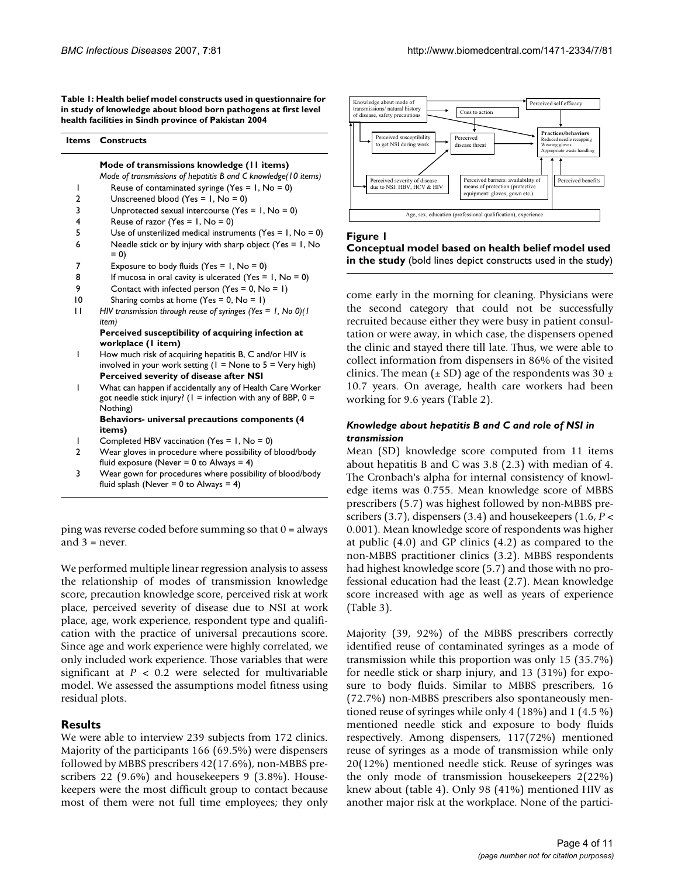**Table 1: Health belief model constructs used in questionnaire for in study of knowledge about blood born pathogens at first level health facilities in Sindh province of Pakistan 2004**

| Items | Constructs |
|---|---|
| | **Mode of transmissions knowledge (11 items)** |
| | *Mode of transmissions of hepatitis B and C knowledge(10 items)* |
| 1 | Reuse of contaminated syringe (Yes = 1, No = 0) |
| 2 | Unscreened blood (Yes = 1, No = 0) |
| 3 | Unprotected sexual intercourse (Yes = 1, No = 0) |
| 4 | Reuse of razor (Yes = 1, No = 0) |
| 5 | Use of unsterilized medical instruments (Yes = 1, No = 0) |
| 6 | Needle stick or by injury with sharp object (Yes = 1, No = 0) |
| 7 | Exposure to body fluids (Yes = 1, No = 0) |
| 8 | If mucosa in oral cavity is ulcerated (Yes = 1, No = 0) |
| 9 | Contact with infected person (Yes = 0, No = 1) |
| 10 | Sharing combs at home (Yes = 0, No = 1) |
| 11 | *HIV transmission through reuse of syringes (Yes = 1, No 0)(1 item)* |
| | **Perceived susceptibility of acquiring infection at workplace (1 item)** |
| 1 | How much risk of acquiring hepatitis B, C and/or HIV is involved in your work setting (1 = None to 5 = Very high) |
| | **Perceived severity of disease after NSI** |
| 1 | What can happen if accidentally any of Health Care Worker got needle stick injury? (1 = infection with any of BBP, 0 = Nothing) |
| | **Behaviors- universal precautions components (4 items)** |
| 1 | Completed HBV vaccination (Yes = 1, No = 0) |
| 2 | Wear gloves in procedure where possibility of blood/body fluid exposure (Never = 0 to Always = 4) |
| 3 | Wear gown for procedures where possibility of blood/body fluid splash (Never = 0 to Always = 4) |

ping was reverse coded before summing so that 0 = always and 3 = never.

We performed multiple linear regression analysis to assess the relationship of modes of transmission knowledge score, precaution knowledge score, perceived risk at work place, perceived severity of disease due to NSI at work place, age, work experience, respondent type and qualification with the practice of universal precautions score. Since age and work experience were highly correlated, we only included work experience. Those variables that were significant at $P < 0.2$ were selected for multivariable model. We assessed the assumptions model fitness using residual plots.

## Results

We were able to interview 239 subjects from 172 clinics. Majority of the participants 166 (69.5%) were dispensers followed by MBBS prescribers 42(17.6%), non-MBBS prescribers 22 (9.6%) and housekeepers 9 (3.8%). Housekeepers were the most difficult group to contact because most of them were not full time employees; they only come early in the morning for cleaning. Physicians were the second category that could not be successfully recruited because either they were busy in patient consultation or were away, in which case, the dispensers opened the clinic and stayed there till late. Thus, we were able to collect information from dispensers in 86% of the visited clinics. The mean (± SD) age of the respondents was 30 ± 10.7 years. On average, health care workers had been working for 9.6 years (Table 2).

Knowledge about mode of transmissions/ natural history of disease, safety precautions | Cues to action | Perceived self efficacy | Perceived susceptibility to get NSI during work | Perceived disease threat | **Practices/behaviors** Reduced needle recapping, Wearing gloves, Appropriate waste handling | Perceived severity of disease due to NSI: HBV, HCV & HIV | Perceived barriers: availability of means of protection (protective equipment: gloves, gown etc.) | Perceived benefits | Age, sex, education (professional qualification), experience

**Figure 1**
**Conceptual model based on health belief model used in the study** (bold lines depict constructs used in the study)

### *Knowledge about hepatitis B and C and role of NSI in transmission*

Mean (SD) knowledge score computed from 11 items about hepatitis B and C was 3.8 (2.3) with median of 4. The Cronbach's alpha for internal consistency of knowledge items was 0.755. Mean knowledge score of MBBS prescribers (5.7) was highest followed by non-MBBS prescribers (3.7), dispensers (3.4) and housekeepers (1.6, $P < 0.001$). Mean knowledge score of respondents was higher at public (4.0) and GP clinics (4.2) as compared to the non-MBBS practitioner clinics (3.2). MBBS respondents had highest knowledge score (5.7) and those with no professional education had the least (2.7). Mean knowledge score increased with age as well as years of experience (Table 3).

Majority (39, 92%) of the MBBS prescribers correctly identified reuse of contaminated syringes as a mode of transmission while this proportion was only 15 (35.7%) for needle stick or sharp injury, and 13 (31%) for exposure to body fluids. Similar to MBBS prescribers, 16 (72.7%) non-MBBS prescribers also spontaneously mentioned reuse of syringes while only 4 (18%) and 1 (4.5 %) mentioned needle stick and exposure to body fluids respectively. Among dispensers, 117(72%) mentioned reuse of syringes as a mode of transmission while only 20(12%) mentioned needle stick. Reuse of syringes was the only mode of transmission housekeepers 2(22%) knew about (table 4). Only 98 (41%) mentioned HIV as another major risk at the workplace. None of the partici-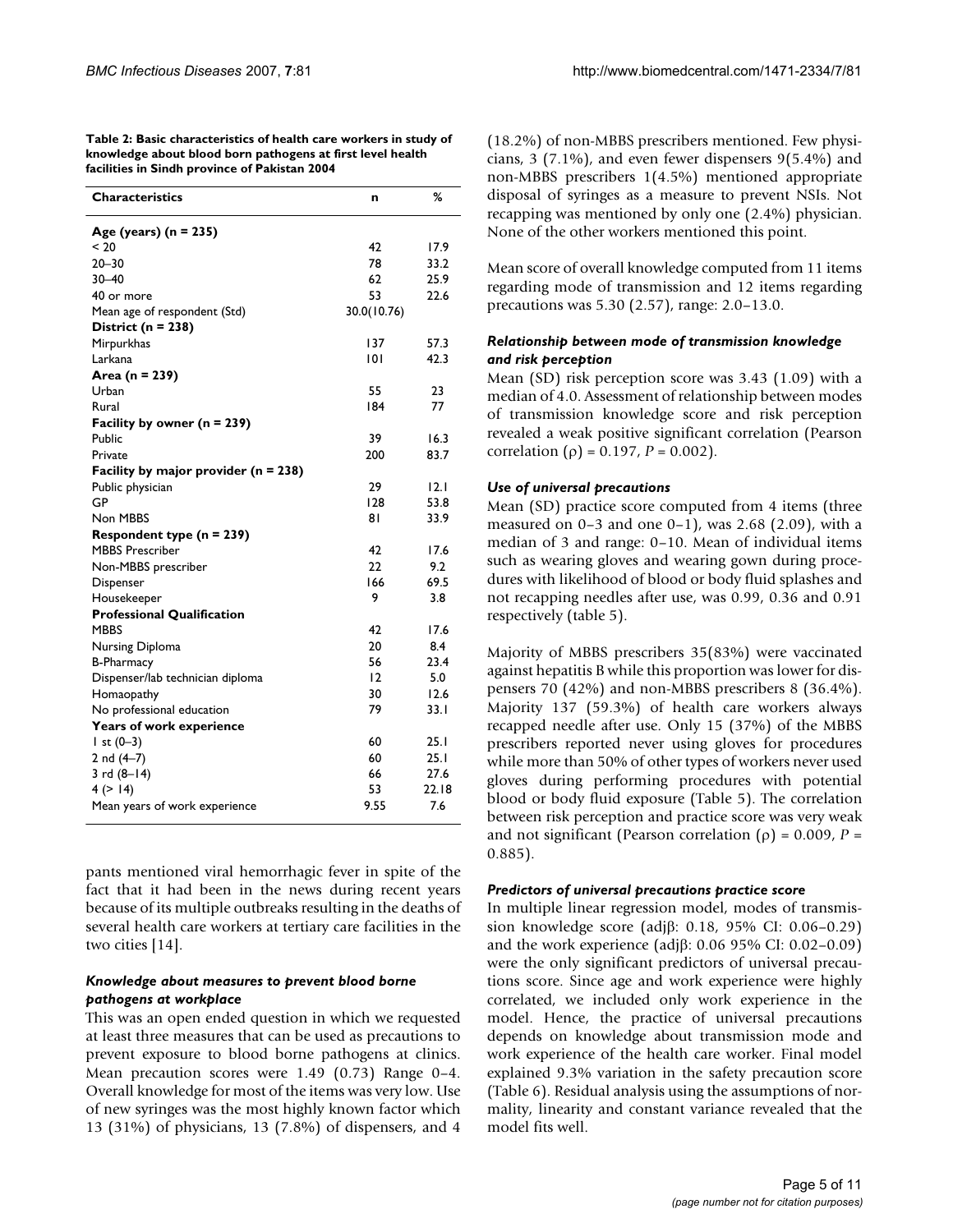**Table 2: Basic characteristics of health care workers in study of knowledge about blood born pathogens at first level health facilities in Sindh province of Pakistan 2004**

| Characteristics | n | % |
| --- | --- | --- |
| **Age (years) (n = 235)** | | |
| < 20 | 42 | 17.9 |
| 20–30 | 78 | 33.2 |
| 30–40 | 62 | 25.9 |
| 40 or more | 53 | 22.6 |
| Mean age of respondent (Std) | 30.0(10.76) | |
| **District (n = 238)** | | |
| Mirpurkhas | 137 | 57.3 |
| Larkana | 101 | 42.3 |
| **Area (n = 239)** | | |
| Urban | 55 | 23 |
| Rural | 184 | 77 |
| **Facility by owner (n = 239)** | | |
| Public | 39 | 16.3 |
| Private | 200 | 83.7 |
| **Facility by major provider (n = 238)** | | |
| Public physician | 29 | 12.1 |
| GP | 128 | 53.8 |
| Non MBBS | 81 | 33.9 |
| **Respondent type (n = 239)** | | |
| MBBS Prescriber | 42 | 17.6 |
| Non-MBBS prescriber | 22 | 9.2 |
| Dispenser | 166 | 69.5 |
| Housekeeper | 9 | 3.8 |
| **Professional Qualification** | | |
| MBBS | 42 | 17.6 |
| Nursing Diploma | 20 | 8.4 |
| B-Pharmacy | 56 | 23.4 |
| Dispenser/lab technician diploma | 12 | 5.0 |
| Homaopathy | 30 | 12.6 |
| No professional education | 79 | 33.1 |
| **Years of work experience** | | |
| 1 st (0–3) | 60 | 25.1 |
| 2 nd (4–7) | 60 | 25.1 |
| 3 rd (8–14) | 66 | 27.6 |
| 4 (> 14) | 53 | 22.18 |
| Mean years of work experience | 9.55 | 7.6 |

pants mentioned viral hemorrhagic fever in spite of the fact that it had been in the news during recent years because of its multiple outbreaks resulting in the deaths of several health care workers at tertiary care facilities in the two cities [14].

### *Knowledge about measures to prevent blood borne pathogens at workplace*

This was an open ended question in which we requested at least three measures that can be used as precautions to prevent exposure to blood borne pathogens at clinics. Mean precaution scores were 1.49 (0.73) Range 0–4. Overall knowledge for most of the items was very low. Use of new syringes was the most highly known factor which 13 (31%) of physicians, 13 (7.8%) of dispensers, and 4 (18.2%) of non-MBBS prescribers mentioned. Few physicians, 3 (7.1%), and even fewer dispensers 9(5.4%) and non-MBBS prescribers 1(4.5%) mentioned appropriate disposal of syringes as a measure to prevent NSIs. Not recapping was mentioned by only one (2.4%) physician. None of the other workers mentioned this point.

Mean score of overall knowledge computed from 11 items regarding mode of transmission and 12 items regarding precautions was 5.30 (2.57), range: 2.0–13.0.

### *Relationship between mode of transmission knowledge and risk perception*

Mean (SD) risk perception score was 3.43 (1.09) with a median of 4.0. Assessment of relationship between modes of transmission knowledge score and risk perception revealed a weak positive significant correlation (Pearson correlation ($\rho$) = 0.197, $P = 0.002$).

### *Use of universal precautions*

Mean (SD) practice score computed from 4 items (three measured on 0–3 and one 0–1), was 2.68 (2.09), with a median of 3 and range: 0–10. Mean of individual items such as wearing gloves and wearing gown during procedures with likelihood of blood or body fluid splashes and not recapping needles after use, was 0.99, 0.36 and 0.91 respectively (table 5).

Majority of MBBS prescribers 35(83%) were vaccinated against hepatitis B while this proportion was lower for dispensers 70 (42%) and non-MBBS prescribers 8 (36.4%). Majority 137 (59.3%) of health care workers always recapped needle after use. Only 15 (37%) of the MBBS prescribers reported never using gloves for procedures while more than 50% of other types of workers never used gloves during performing procedures with potential blood or body fluid exposure (Table 5). The correlation between risk perception and practice score was very weak and not significant (Pearson correlation ($\rho$) = 0.009, $P = 0.885$).

### *Predictors of universal precautions practice score*

In multiple linear regression model, modes of transmission knowledge score (adj$\beta$: 0.18, 95% CI: 0.06–0.29) and the work experience (adj$\beta$: 0.06 95% CI: 0.02–0.09) were the only significant predictors of universal precautions score. Since age and work experience were highly correlated, we included only work experience in the model. Hence, the practice of universal precautions depends on knowledge about transmission mode and work experience of the health care worker. Final model explained 9.3% variation in the safety precaution score (Table 6). Residual analysis using the assumptions of normality, linearity and constant variance revealed that the model fits well.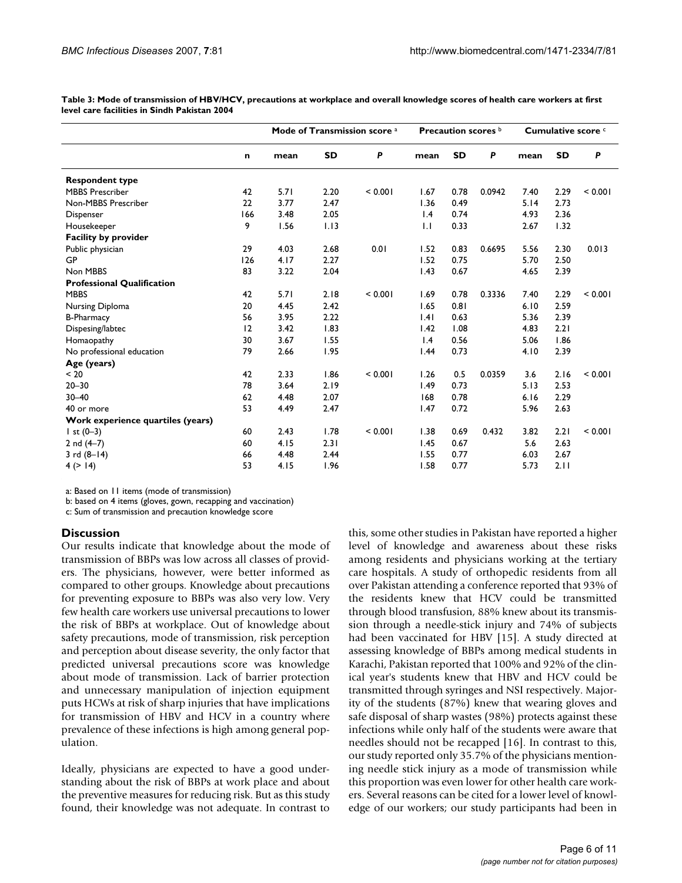**Table 3: Mode of transmission of HBV/HCV, precautions at workplace and overall knowledge scores of health care workers at first level care facilities in Sindh Pakistan 2004**

| | | Mode of Transmission score [a] | | | Precaution scores [b] | | | Cumulative score [c] | | |
|---|---|---|---|---|---|---|---|---|---|---|
| | n | mean | SD | P | mean | SD | P | mean | SD | P |
| **Respondent type** | | | | | | | | | | |
| MBBS Prescriber | 42 | 5.71 | 2.20 | < 0.001 | 1.67 | 0.78 | 0.0942 | 7.40 | 2.29 | < 0.001 |
| Non-MBBS Prescriber | 22 | 3.77 | 2.47 | | 1.36 | 0.49 | | 5.14 | 2.73 | |
| Dispenser | 166 | 3.48 | 2.05 | | 1.4 | 0.74 | | 4.93 | 2.36 | |
| Housekeeper | 9 | 1.56 | 1.13 | | 1.1 | 0.33 | | 2.67 | 1.32 | |
| **Facility by provider** | | | | | | | | | | |
| Public physician | 29 | 4.03 | 2.68 | 0.01 | 1.52 | 0.83 | 0.6695 | 5.56 | 2.30 | 0.013 |
| GP | 126 | 4.17 | 2.27 | | 1.52 | 0.75 | | 5.70 | 2.50 | |
| Non MBBS | 83 | 3.22 | 2.04 | | 1.43 | 0.67 | | 4.65 | 2.39 | |
| **Professional Qualification** | | | | | | | | | | |
| MBBS | 42 | 5.71 | 2.18 | < 0.001 | 1.69 | 0.78 | 0.3336 | 7.40 | 2.29 | < 0.001 |
| Nursing Diploma | 20 | 4.45 | 2.42 | | 1.65 | 0.81 | | 6.10 | 2.59 | |
| B-Pharmacy | 56 | 3.95 | 2.22 | | 1.41 | 0.63 | | 5.36 | 2.39 | |
| Dispesing/labtec | 12 | 3.42 | 1.83 | | 1.42 | 1.08 | | 4.83 | 2.21 | |
| Homaopathy | 30 | 3.67 | 1.55 | | 1.4 | 0.56 | | 5.06 | 1.86 | |
| No professional education | 79 | 2.66 | 1.95 | | 1.44 | 0.73 | | 4.10 | 2.39 | |
| **Age (years)** | | | | | | | | | | |
| < 20 | 42 | 2.33 | 1.86 | < 0.001 | 1.26 | 0.5 | 0.0359 | 3.6 | 2.16 | < 0.001 |
| 20–30 | 78 | 3.64 | 2.19 | | 1.49 | 0.73 | | 5.13 | 2.53 | |
| 30–40 | 62 | 4.48 | 2.07 | | 168 | 0.78 | | 6.16 | 2.29 | |
| 40 or more | 53 | 4.49 | 2.47 | | 1.47 | 0.72 | | 5.96 | 2.63 | |
| **Work experience quartiles (years)** | | | | | | | | | | |
| 1 st (0–3) | 60 | 2.43 | 1.78 | < 0.001 | 1.38 | 0.69 | 0.432 | 3.82 | 2.21 | < 0.001 |
| 2 nd (4–7) | 60 | 4.15 | 2.31 | | 1.45 | 0.67 | | 5.6 | 2.63 | |
| 3 rd (8–14) | 66 | 4.48 | 2.44 | | 1.55 | 0.77 | | 6.03 | 2.67 | |
| 4 (> 14) | 53 | 4.15 | 1.96 | | 1.58 | 0.77 | | 5.73 | 2.11 | |

a: Based on 11 items (mode of transmission)
b: based on 4 items (gloves, gown, recapping and vaccination)
c: Sum of transmission and precaution knowledge score

## Discussion

Our results indicate that knowledge about the mode of transmission of BBPs was low across all classes of providers. The physicians, however, were better informed as compared to other groups. Knowledge about precautions for preventing exposure to BBPs was also very low. Very few health care workers use universal precautions to lower the risk of BBPs at workplace. Out of knowledge about safety precautions, mode of transmission, risk perception and perception about disease severity, the only factor that predicted universal precautions score was knowledge about mode of transmission. Lack of barrier protection and unnecessary manipulation of injection equipment puts HCWs at risk of sharp injuries that have implications for transmission of HBV and HCV in a country where prevalence of these infections is high among general population.

Ideally, physicians are expected to have a good understanding about the risk of BBPs at work place and about the preventive measures for reducing risk. But as this study found, their knowledge was not adequate. In contrast to this, some other studies in Pakistan have reported a higher level of knowledge and awareness about these risks among residents and physicians working at the tertiary care hospitals. A study of orthopedic residents from all over Pakistan attending a conference reported that 93% of the residents knew that HCV could be transmitted through blood transfusion, 88% knew about its transmission through a needle-stick injury and 74% of subjects had been vaccinated for HBV [15]. A study directed at assessing knowledge of BBPs among medical students in Karachi, Pakistan reported that 100% and 92% of the clinical year's students knew that HBV and HCV could be transmitted through syringes and NSI respectively. Majority of the students (87%) knew that wearing gloves and safe disposal of sharp wastes (98%) protects against these infections while only half of the students were aware that needles should not be recapped [16]. In contrast to this, our study reported only 35.7% of the physicians mentioning needle stick injury as a mode of transmission while this proportion was even lower for other health care workers. Several reasons can be cited for a lower level of knowledge of our workers; our study participants had been in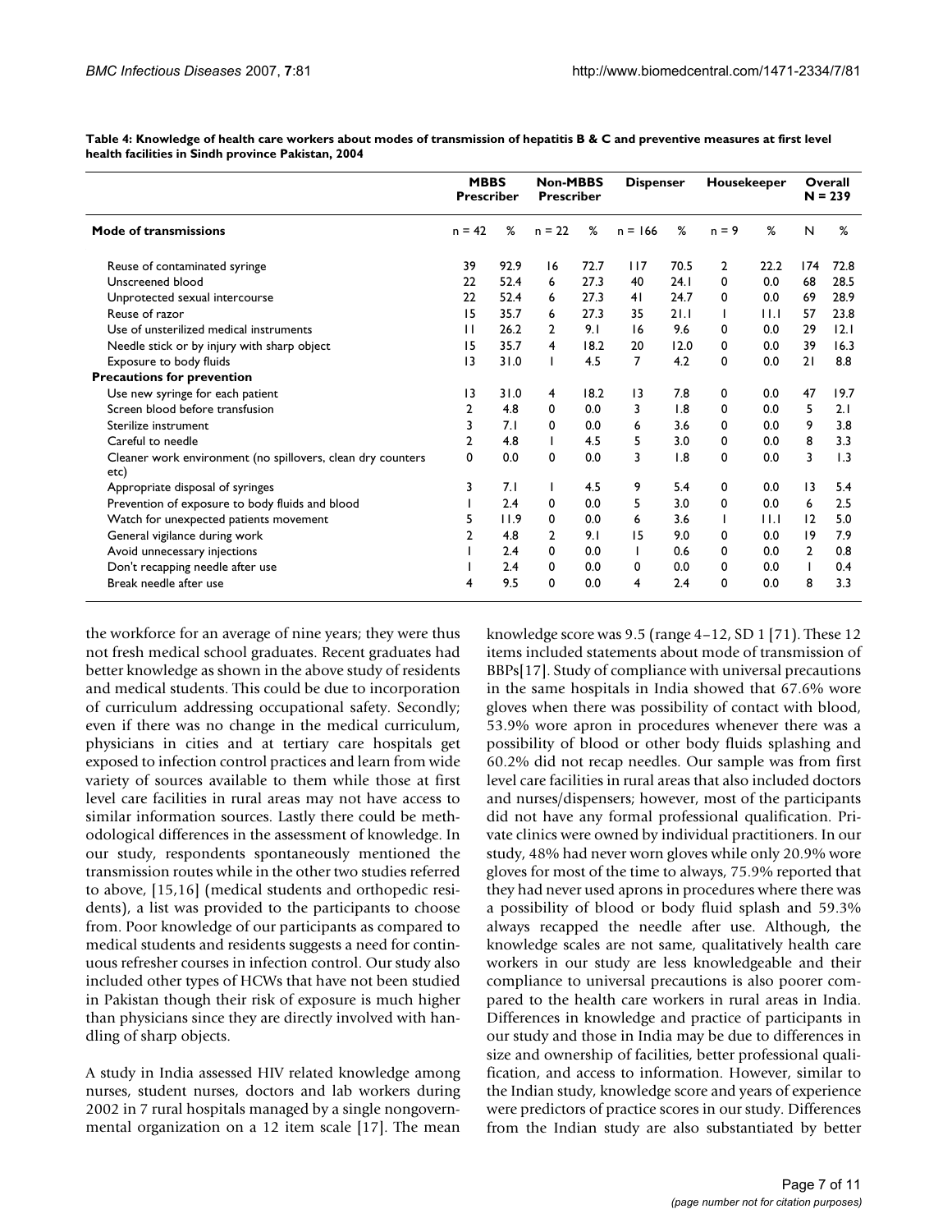**Table 4: Knowledge of health care workers about modes of transmission of hepatitis B & C and preventive measures at first level health facilities in Sindh province Pakistan, 2004**

| | MBBS Prescriber | | Non-MBBS Prescriber | | Dispenser | | Housekeeper | | Overall N = 239 | |
|---|---|---|---|---|---|---|---|---|---|---|
| **Mode of transmissions** | n = 42 | % | n = 22 | % | n = 166 | % | n = 9 | % | N | % |
| Reuse of contaminated syringe | 39 | 92.9 | 16 | 72.7 | 117 | 70.5 | 2 | 22.2 | 174 | 72.8 |
| Unscreened blood | 22 | 52.4 | 6 | 27.3 | 40 | 24.1 | 0 | 0.0 | 68 | 28.5 |
| Unprotected sexual intercourse | 22 | 52.4 | 6 | 27.3 | 41 | 24.7 | 0 | 0.0 | 69 | 28.9 |
| Reuse of razor | 15 | 35.7 | 6 | 27.3 | 35 | 21.1 | 1 | 11.1 | 57 | 23.8 |
| Use of unsterilized medical instruments | 11 | 26.2 | 2 | 9.1 | 16 | 9.6 | 0 | 0.0 | 29 | 12.1 |
| Needle stick or by injury with sharp object | 15 | 35.7 | 4 | 18.2 | 20 | 12.0 | 0 | 0.0 | 39 | 16.3 |
| Exposure to body fluids | 13 | 31.0 | 1 | 4.5 | 7 | 4.2 | 0 | 0.0 | 21 | 8.8 |
| **Precautions for prevention** | | | | | | | | | | |
| Use new syringe for each patient | 13 | 31.0 | 4 | 18.2 | 13 | 7.8 | 0 | 0.0 | 47 | 19.7 |
| Screen blood before transfusion | 2 | 4.8 | 0 | 0.0 | 3 | 1.8 | 0 | 0.0 | 5 | 2.1 |
| Sterilize instrument | 3 | 7.1 | 0 | 0.0 | 6 | 3.6 | 0 | 0.0 | 9 | 3.8 |
| Careful to needle | 2 | 4.8 | 1 | 4.5 | 5 | 3.0 | 0 | 0.0 | 8 | 3.3 |
| Cleaner work environment (no spillovers, clean dry counters etc) | 0 | 0.0 | 0 | 0.0 | 3 | 1.8 | 0 | 0.0 | 3 | 1.3 |
| Appropriate disposal of syringes | 3 | 7.1 | 1 | 4.5 | 9 | 5.4 | 0 | 0.0 | 13 | 5.4 |
| Prevention of exposure to body fluids and blood | 1 | 2.4 | 0 | 0.0 | 5 | 3.0 | 0 | 0.0 | 6 | 2.5 |
| Watch for unexpected patients movement | 5 | 11.9 | 0 | 0.0 | 6 | 3.6 | 1 | 11.1 | 12 | 5.0 |
| General vigilance during work | 2 | 4.8 | 2 | 9.1 | 15 | 9.0 | 0 | 0.0 | 19 | 7.9 |
| Avoid unnecessary injections | 1 | 2.4 | 0 | 0.0 | 1 | 0.6 | 0 | 0.0 | 2 | 0.8 |
| Don't recapping needle after use | 1 | 2.4 | 0 | 0.0 | 0 | 0.0 | 0 | 0.0 | 1 | 0.4 |
| Break needle after use | 4 | 9.5 | 0 | 0.0 | 4 | 2.4 | 0 | 0.0 | 8 | 3.3 |

the workforce for an average of nine years; they were thus not fresh medical school graduates. Recent graduates had better knowledge as shown in the above study of residents and medical students. This could be due to incorporation of curriculum addressing occupational safety. Secondly; even if there was no change in the medical curriculum, physicians in cities and at tertiary care hospitals get exposed to infection control practices and learn from wide variety of sources available to them while those at first level care facilities in rural areas may not have access to similar information sources. Lastly there could be methodological differences in the assessment of knowledge. In our study, respondents spontaneously mentioned the transmission routes while in the other two studies referred to above, [15,16] (medical students and orthopedic residents), a list was provided to the participants to choose from. Poor knowledge of our participants as compared to medical students and residents suggests a need for continuous refresher courses in infection control. Our study also included other types of HCWs that have not been studied in Pakistan though their risk of exposure is much higher than physicians since they are directly involved with handling of sharp objects.

A study in India assessed HIV related knowledge among nurses, student nurses, doctors and lab workers during 2002 in 7 rural hospitals managed by a single nongovernmental organization on a 12 item scale [17]. The mean knowledge score was 9.5 (range 4–12, SD 1 [71). These 12 items included statements about mode of transmission of BBPs[17]. Study of compliance with universal precautions in the same hospitals in India showed that 67.6% wore gloves when there was possibility of contact with blood, 53.9% wore apron in procedures whenever there was a possibility of blood or other body fluids splashing and 60.2% did not recap needles. Our sample was from first level care facilities in rural areas that also included doctors and nurses/dispensers; however, most of the participants did not have any formal professional qualification. Private clinics were owned by individual practitioners. In our study, 48% had never worn gloves while only 20.9% wore gloves for most of the time to always, 75.9% reported that they had never used aprons in procedures where there was a possibility of blood or body fluid splash and 59.3% always recapped the needle after use. Although, the knowledge scales are not same, qualitatively health care workers in our study are less knowledgeable and their compliance to universal precautions is also poorer compared to the health care workers in rural areas in India. Differences in knowledge and practice of participants in our study and those in India may be due to differences in size and ownership of facilities, better professional qualification, and access to information. However, similar to the Indian study, knowledge score and years of experience were predictors of practice scores in our study. Differences from the Indian study are also substantiated by better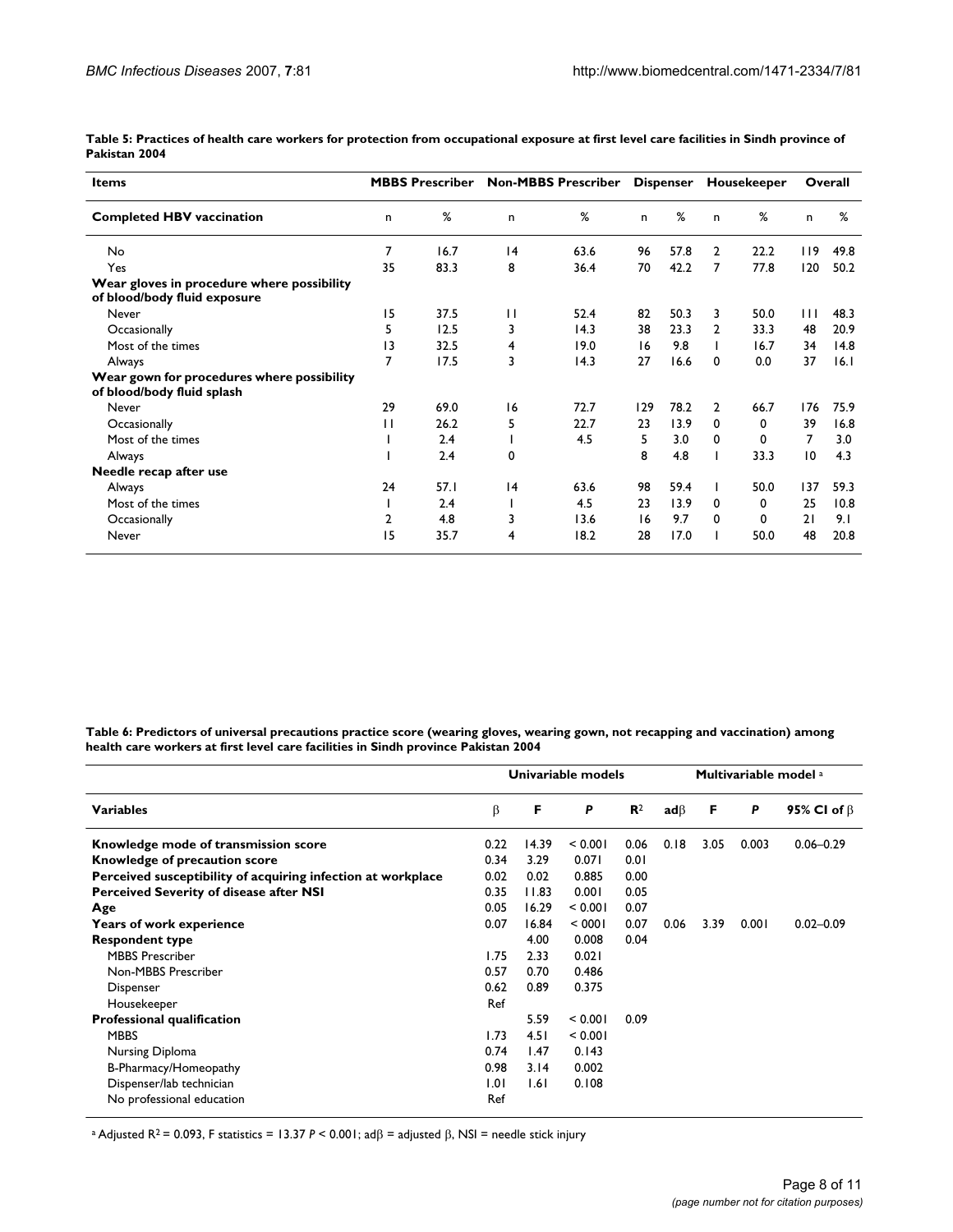**Table 5: Practices of health care workers for protection from occupational exposure at first level care facilities in Sindh province of Pakistan 2004**

| Items | MBBS Prescriber | | Non-MBBS Prescriber | | Dispenser | | Housekeeper | | Overall | |
|---|---|---|---|---|---|---|---|---|---|---|
| **Completed HBV vaccination** | n | % | n | % | n | % | n | % | n | % |
| No | 7 | 16.7 | 14 | 63.6 | 96 | 57.8 | 2 | 22.2 | 119 | 49.8 |
| Yes | 35 | 83.3 | 8 | 36.4 | 70 | 42.2 | 7 | 77.8 | 120 | 50.2 |
| **Wear gloves in procedure where possibility of blood/body fluid exposure** | | | | | | | | | | |
| Never | 15 | 37.5 | 11 | 52.4 | 82 | 50.3 | 3 | 50.0 | 111 | 48.3 |
| Occasionally | 5 | 12.5 | 3 | 14.3 | 38 | 23.3 | 2 | 33.3 | 48 | 20.9 |
| Most of the times | 13 | 32.5 | 4 | 19.0 | 16 | 9.8 | 1 | 16.7 | 34 | 14.8 |
| Always | 7 | 17.5 | 3 | 14.3 | 27 | 16.6 | 0 | 0.0 | 37 | 16.1 |
| **Wear gown for procedures where possibility of blood/body fluid splash** | | | | | | | | | | |
| Never | 29 | 69.0 | 16 | 72.7 | 129 | 78.2 | 2 | 66.7 | 176 | 75.9 |
| Occasionally | 11 | 26.2 | 5 | 22.7 | 23 | 13.9 | 0 | 0 | 39 | 16.8 |
| Most of the times | 1 | 2.4 | 1 | 4.5 | 5 | 3.0 | 0 | 0 | 7 | 3.0 |
| Always | 1 | 2.4 | 0 | | 8 | 4.8 | 1 | 33.3 | 10 | 4.3 |
| **Needle recap after use** | | | | | | | | | | |
| Always | 24 | 57.1 | 14 | 63.6 | 98 | 59.4 | 1 | 50.0 | 137 | 59.3 |
| Most of the times | 1 | 2.4 | 1 | 4.5 | 23 | 13.9 | 0 | 0 | 25 | 10.8 |
| Occasionally | 2 | 4.8 | 3 | 13.6 | 16 | 9.7 | 0 | 0 | 21 | 9.1 |
| Never | 15 | 35.7 | 4 | 18.2 | 28 | 17.0 | 1 | 50.0 | 48 | 20.8 |

**Table 6: Predictors of universal precautions practice score (wearing gloves, wearing gown, not recapping and vaccination) among health care workers at first level care facilities in Sindh province Pakistan 2004**

| | Univariable models | | | | Multivariable model [a] | | | |
|---|---|---|---|---|---|---|---|---|
| **Variables** | $\beta$ | **F** | ***P*** | $R^2$ | **ad**$\beta$ | **F** | ***P*** | **95% CI of** $\beta$ |
| **Knowledge mode of transmission score** | 0.22 | 14.39 | < 0.001 | 0.06 | 0.18 | 3.05 | 0.003 | 0.06–0.29 |
| **Knowledge of precaution score** | 0.34 | 3.29 | 0.071 | 0.01 | | | | |
| **Perceived susceptibility of acquiring infection at workplace** | 0.02 | 0.02 | 0.885 | 0.00 | | | | |
| **Perceived Severity of disease after NSI** | 0.35 | 11.83 | 0.001 | 0.05 | | | | |
| **Age** | 0.05 | 16.29 | < 0.001 | 0.07 | | | | |
| **Years of work experience** | 0.07 | 16.84 | < 0001 | 0.07 | 0.06 | 3.39 | 0.001 | 0.02–0.09 |
| **Respondent type** | | 4.00 | 0.008 | 0.04 | | | | |
| MBBS Prescriber | 1.75 | 2.33 | 0.021 | | | | | |
| Non-MBBS Prescriber | 0.57 | 0.70 | 0.486 | | | | | |
| Dispenser | 0.62 | 0.89 | 0.375 | | | | | |
| Housekeeper | Ref | | | | | | | |
| **Professional qualification** | | 5.59 | < 0.001 | 0.09 | | | | |
| MBBS | 1.73 | 4.51 | < 0.001 | | | | | |
| Nursing Diploma | 0.74 | 1.47 | 0.143 | | | | | |
| B-Pharmacy/Homeopathy | 0.98 | 3.14 | 0.002 | | | | | |
| Dispenser/lab technician | 1.01 | 1.61 | 0.108 | | | | | |
| No professional education | Ref | | | | | | | |

[a] Adjusted $R^2$ = 0.093, F statistics = 13.37 $P < 0.001$; ad$\beta$ = adjusted $\beta$, NSI = needle stick injury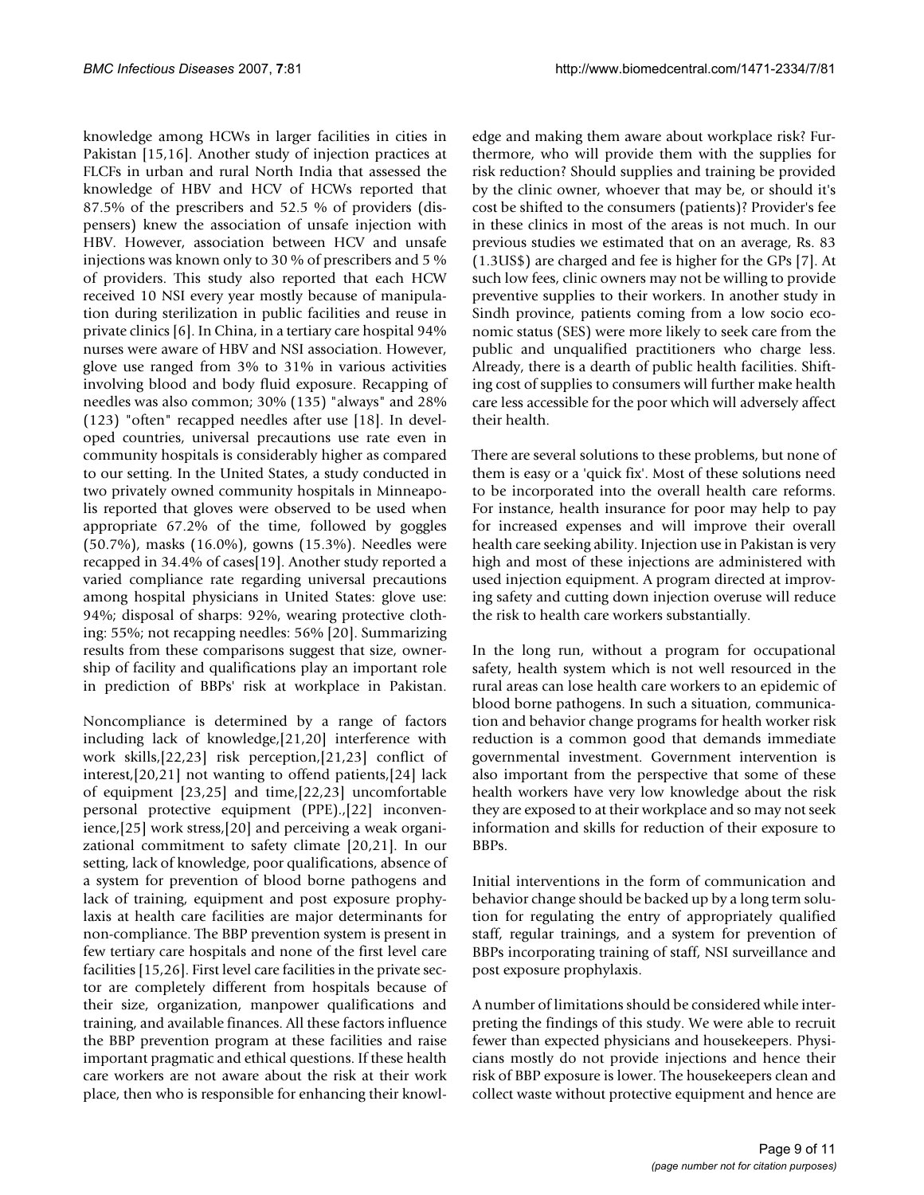knowledge among HCWs in larger facilities in cities in Pakistan [15,16]. Another study of injection practices at FLCFs in urban and rural North India that assessed the knowledge of HBV and HCV of HCWs reported that 87.5% of the prescribers and 52.5 % of providers (dispensers) knew the association of unsafe injection with HBV. However, association between HCV and unsafe injections was known only to 30 % of prescribers and 5 % of providers. This study also reported that each HCW received 10 NSI every year mostly because of manipulation during sterilization in public facilities and reuse in private clinics [6]. In China, in a tertiary care hospital 94% nurses were aware of HBV and NSI association. However, glove use ranged from 3% to 31% in various activities involving blood and body fluid exposure. Recapping of needles was also common; 30% (135) "always" and 28% (123) "often" recapped needles after use [18]. In developed countries, universal precautions use rate even in community hospitals is considerably higher as compared to our setting. In the United States, a study conducted in two privately owned community hospitals in Minneapolis reported that gloves were observed to be used when appropriate 67.2% of the time, followed by goggles (50.7%), masks (16.0%), gowns (15.3%). Needles were recapped in 34.4% of cases[19]. Another study reported a varied compliance rate regarding universal precautions among hospital physicians in United States: glove use: 94%; disposal of sharps: 92%, wearing protective clothing: 55%; not recapping needles: 56% [20]. Summarizing results from these comparisons suggest that size, ownership of facility and qualifications play an important role in prediction of BBPs' risk at workplace in Pakistan.

Noncompliance is determined by a range of factors including lack of knowledge,[21,20] interference with work skills,[22,23] risk perception,[21,23] conflict of interest,[20,21] not wanting to offend patients,[24] lack of equipment [23,25] and time,[22,23] uncomfortable personal protective equipment (PPE).,[22] inconvenience,[25] work stress,[20] and perceiving a weak organizational commitment to safety climate [20,21]. In our setting, lack of knowledge, poor qualifications, absence of a system for prevention of blood borne pathogens and lack of training, equipment and post exposure prophylaxis at health care facilities are major determinants for non-compliance. The BBP prevention system is present in few tertiary care hospitals and none of the first level care facilities [15,26]. First level care facilities in the private sector are completely different from hospitals because of their size, organization, manpower qualifications and training, and available finances. All these factors influence the BBP prevention program at these facilities and raise important pragmatic and ethical questions. If these health care workers are not aware about the risk at their work place, then who is responsible for enhancing their knowledge and making them aware about workplace risk? Furthermore, who will provide them with the supplies for risk reduction? Should supplies and training be provided by the clinic owner, whoever that may be, or should it's cost be shifted to the consumers (patients)? Provider's fee in these clinics in most of the areas is not much. In our previous studies we estimated that on an average, Rs. 83 (1.3US$) are charged and fee is higher for the GPs [7]. At such low fees, clinic owners may not be willing to provide preventive supplies to their workers. In another study in Sindh province, patients coming from a low socio economic status (SES) were more likely to seek care from the public and unqualified practitioners who charge less. Already, there is a dearth of public health facilities. Shifting cost of supplies to consumers will further make health care less accessible for the poor which will adversely affect their health.

There are several solutions to these problems, but none of them is easy or a 'quick fix'. Most of these solutions need to be incorporated into the overall health care reforms. For instance, health insurance for poor may help to pay for increased expenses and will improve their overall health care seeking ability. Injection use in Pakistan is very high and most of these injections are administered with used injection equipment. A program directed at improving safety and cutting down injection overuse will reduce the risk to health care workers substantially.

In the long run, without a program for occupational safety, health system which is not well resourced in the rural areas can lose health care workers to an epidemic of blood borne pathogens. In such a situation, communication and behavior change programs for health worker risk reduction is a common good that demands immediate governmental investment. Government intervention is also important from the perspective that some of these health workers have very low knowledge about the risk they are exposed to at their workplace and so may not seek information and skills for reduction of their exposure to BBPs.

Initial interventions in the form of communication and behavior change should be backed up by a long term solution for regulating the entry of appropriately qualified staff, regular trainings, and a system for prevention of BBPs incorporating training of staff, NSI surveillance and post exposure prophylaxis.

A number of limitations should be considered while interpreting the findings of this study. We were able to recruit fewer than expected physicians and housekeepers. Physicians mostly do not provide injections and hence their risk of BBP exposure is lower. The housekeepers clean and collect waste without protective equipment and hence are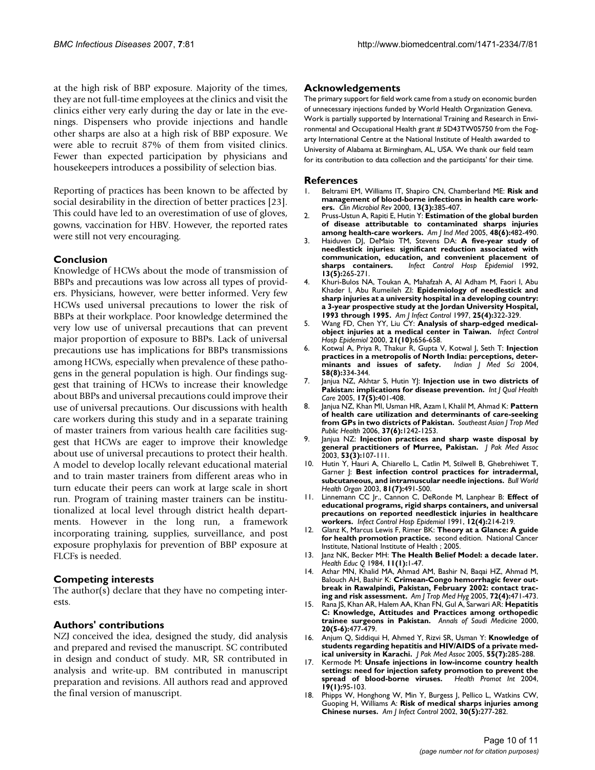at the high risk of BBP exposure. Majority of the times, they are not full-time employees at the clinics and visit the clinics either very early during the day or late in the evenings. Dispensers who provide injections and handle other sharps are also at a high risk of BBP exposure. We were able to recruit 87% of them from visited clinics. Fewer than expected participation by physicians and housekeepers introduces a possibility of selection bias.

Reporting of practices has been known to be affected by social desirability in the direction of better practices [23]. This could have led to an overestimation of use of gloves, gowns, vaccination for HBV. However, the reported rates were still not very encouraging.

## Conclusion

Knowledge of HCWs about the mode of transmission of BBPs and precautions was low across all types of providers. Physicians, however, were better informed. Very few HCWs used universal precautions to lower the risk of BBPs at their workplace. Poor knowledge determined the very low use of universal precautions that can prevent major proportion of exposure to BBPs. Lack of universal precautions use has implications for BBPs transmissions among HCWs, especially when prevalence of these pathogens in the general population is high. Our findings suggest that training of HCWs to increase their knowledge about BBPs and universal precautions could improve their use of universal precautions. Our discussions with health care workers during this study and in a separate training of master trainers from various health care facilities suggest that HCWs are eager to improve their knowledge about use of universal precautions to protect their health. A model to develop locally relevant educational material and to train master trainers from different areas who in turn educate their peers can work at large scale in short run. Program of training master trainers can be institutionalized at local level through district health departments. However in the long run, a framework incorporating training, supplies, surveillance, and post exposure prophylaxis for prevention of BBP exposure at FLCFs is needed.

## Competing interests

The author(s) declare that they have no competing interests.

## Authors' contributions

NZJ conceived the idea, designed the study, did analysis and prepared and revised the manuscript. SC contributed in design and conduct of study. MR, SR contributed in analysis and write-up. BM contributed in manuscript preparation and revisions. All authors read and approved the final version of manuscript.

## Acknowledgements

The primary support for field work came from a study on economic burden of unnecessary injections funded by World Health Organization Geneva. Work is partially supported by International Training and Research in Environmental and Occupational Health grant # 5D43TW05750 from the Fogarty International Centre at the National Institute of Health awarded to University of Alabama at Birmingham, AL, USA. We thank our field team for its contribution to data collection and the participants' for their time.

## References

1. Beltrami EM, Williams IT, Shapiro CN, Chamberland ME: **Risk and management of blood-borne infections in health care workers.** *Clin Microbiol Rev* 2000, **13(3)**:385-407.
2. Pruss-Ustun A, Rapiti E, Hutin Y: **Estimation of the global burden of disease attributable to contaminated sharps injuries among health-care workers.** *Am J Ind Med* 2005, **48(6)**:482-490.
3. Haiduven DJ, DeMaio TM, Stevens DA: **A five-year study of needlestick injuries: significant reduction associated with communication, education, and convenient placement of sharps containers.** *Infect Control Hosp Epidemiol* 1992, **13(5)**:265-271.
4. Khuri-Bulos NA, Toukan A, Mahafzah A, Al Adham M, Faori I, Abu Khader I, Abu Rumeileh ZI: **Epidemiology of needlestick and sharp injuries at a university hospital in a developing country: a 3-year prospective study at the Jordan University Hospital, 1993 through 1995.** *Am J Infect Control* 1997, **25(4)**:322-329.
5. Wang FD, Chen YY, Liu CY: **Analysis of sharp-edged medical-object injuries at a medical center in Taiwan.** *Infect Control Hosp Epidemiol* 2000, **21(10)**:656-658.
6. Kotwal A, Priya R, Thakur R, Gupta V, Kotwal J, Seth T: **Injection practices in a metropolis of North India: perceptions, determinants and issues of safety.** *Indian J Med Sci* 2004, **58(8)**:334-344.
7. Janjua NZ, Akhtar S, Hutin YJ: **Injection use in two districts of Pakistan: implications for disease prevention.** *Int J Qual Health Care* 2005, **17(5)**:401-408.
8. Janjua NZ, Khan MI, Usman HR, Azam I, Khalil M, Ahmad K: **Pattern of health care utilization and determinants of care-seeking from GPs in two districts of Pakistan.** *Southeast Asian J Trop Med Public Health* 2006, **37(6)**:1242-1253.
9. Janjua NZ: **Injection practices and sharp waste disposal by general practitioners of Murree, Pakistan.** *J Pak Med Assoc* 2003, **53(3)**:107-111.
10. Hutin Y, Hauri A, Chiarello L, Catlin M, Stilwell B, Ghebrehiwet T, Garner J: **Best infection control practices for intradermal, subcutaneous, and intramuscular needle injections.** *Bull World Health Organ* 2003, **81(7)**:491-500.
11. Linnemann CC Jr., Cannon C, DeRonde M, Lanphear B: **Effect of educational programs, rigid sharps containers, and universal precautions on reported needlestick injuries in healthcare workers.** *Infect Control Hosp Epidemiol* 1991, **12(4)**:214-219.
12. Glanz K, Marcus Lewis F, Rimer BK: **Theory at a Glance: A guide for health promotion practice.** second edition. National Cancer Institute, National Institute of Health ; 2005.
13. Janz NK, Becker MH: **The Health Belief Model: a decade later.** *Health Educ Q* 1984, **11(1)**:1-47.
14. Athar MN, Khalid MA, Ahmad AM, Bashir N, Baqai HZ, Ahmad M, Balouch AH, Bashir K: **Crimean-Congo hemorrhagic fever outbreak in Rawalpindi, Pakistan, February 2002: contact tracing and risk assessment.** *Am J Trop Med Hyg* 2005, **72(4)**:471-473.
15. Rana JS, Khan AR, Halem AA, Khan FN, Gul A, Sarwari AR: **Hepatitis C: Knowledge, Attitudes and Practices among orthopedic trainee surgeons in Pakistan.** *Annals of Saudi Medicine* 2000, **20(5-6)**:477-479.
16. Anjum Q, Siddiqui H, Ahmed Y, Rizvi SR, Usman Y: **Knowledge of students regarding hepatitis and HIV/AIDS of a private medical university in Karachi.** *J Pak Med Assoc* 2005, **55(7)**:285-288.
17. Kermode M: **Unsafe injections in low-income country health settings: need for injection safety promotion to prevent the spread of blood-borne viruses.** *Health Promot Int* 2004, **19(1)**:95-103.
18. Phipps W, Honghong W, Min Y, Burgess J, Pellico L, Watkins CW, Guoping H, Williams A: **Risk of medical sharps injuries among Chinese nurses.** *Am J Infect Control* 2002, **30(5)**:277-282.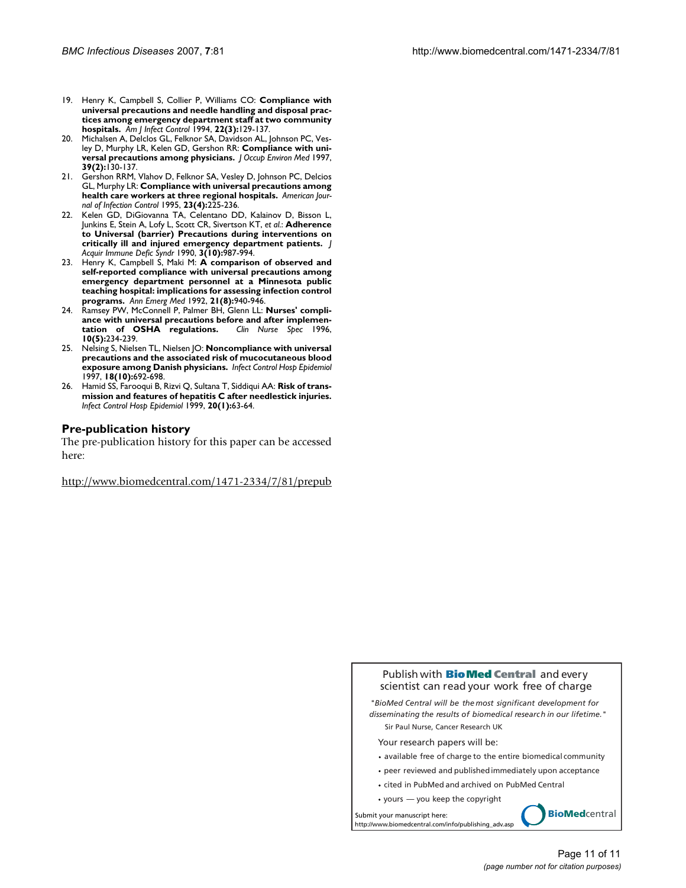19. Henry K, Campbell S, Collier P, Williams CO: **Compliance with universal precautions and needle handling and disposal practices among emergency department staff at two community hospitals.** *Am J Infect Control* 1994, **22(3):**129-137.
20. Michalsen A, Delclos GL, Felknor SA, Davidson AL, Johnson PC, Vesley D, Murphy LR, Kelen GD, Gershon RR: **Compliance with universal precautions among physicians.** *J Occup Environ Med* 1997, **39(2):**130-137.
21. Gershon RRM, Vlahov D, Felknor SA, Vesley D, Johnson PC, Delcios GL, Murphy LR: **Compliance with universal precautions among health care workers at three regional hospitals.** *American Journal of Infection Control* 1995, **23(4):**225-236.
22. Kelen GD, DiGiovanna TA, Celentano DD, Kalainov D, Bisson L, Junkins E, Stein A, Lofy L, Scott CR, Sivertson KT, *et al.*: **Adherence to Universal (barrier) Precautions during interventions on critically ill and injured emergency department patients.** *J Acquir Immune Defic Syndr* 1990, **3(10):**987-994.
23. Henry K, Campbell S, Maki M: **A comparison of observed and self-reported compliance with universal precautions among emergency department personnel at a Minnesota public teaching hospital: implications for assessing infection control programs.** *Ann Emerg Med* 1992, **21(8):**940-946.
24. Ramsey PW, McConnell P, Palmer BH, Glenn LL: **Nurses' compliance with universal precautions before and after implementation of OSHA regulations.** *Clin Nurse Spec* 1996, **10(5):**234-239.
25. Nelsing S, Nielsen TL, Nielsen JO: **Noncompliance with universal precautions and the associated risk of mucocutaneous blood exposure among Danish physicians.** *Infect Control Hosp Epidemiol* 1997, **18(10):**692-698.
26. Hamid SS, Farooqui B, Rizvi Q, Sultana T, Siddiqui AA: **Risk of transmission and features of hepatitis C after needlestick injuries.** *Infect Control Hosp Epidemiol* 1999, **20(1):**63-64.

## Pre-publication history

The pre-publication history for this paper can be accessed here:

http://www.biomedcentral.com/1471-2334/7/81/prepub

Publish with **BioMed Central** and every scientist can read your work free of charge

*"BioMed Central will be the most significant development for disseminating the results of biomedical research in our lifetime."*

Sir Paul Nurse, Cancer Research UK

Your research papers will be:

- available free of charge to the entire biomedical community
- peer reviewed and published immediately upon acceptance
- cited in PubMed and archived on PubMed Central
- yours — you keep the copyright

Submit your manuscript here:
http://www.biomedcentral.com/info/publishing_adv.asp

BioMedcentral